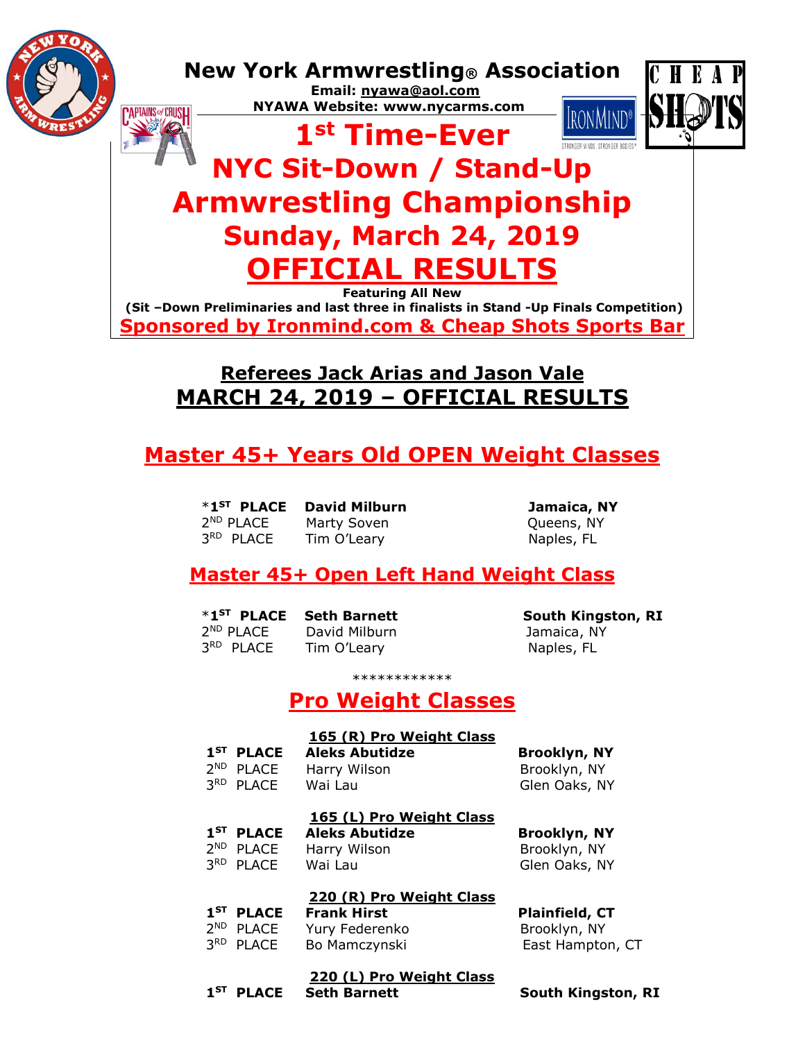# New York Armwrestling® Association

**Email: nyawa@aol.com**
**NYAWA Website: www.nycarms.com**

# 1st Time-Ever NYC Sit-Down / Stand-Up Armwrestling Championship

## Sunday, March 24, 2019

## OFFICIAL RESULTS

**Featuring All New**
**(Sit –Down Preliminaries and last three in finalists in Stand -Up Finals Competition)**

**Sponsored by Ironmind.com & Cheap Shots Sports Bar**

## Referees Jack Arias and Jason Vale
## MARCH 24, 2019 – OFFICIAL RESULTS

## Master 45+ Years Old OPEN Weight Classes

| Place | Name | Location |
|---|---|---|
| ***1ST PLACE** | **David Milburn** | **Jamaica, NY** |
| 2ND PLACE | Marty Soven | Queens, NY |
| 3RD PLACE | Tim O'Leary | Naples, FL |

## Master 45+ Open Left Hand Weight Class

| Place | Name | Location |
|---|---|---|
| ***1ST PLACE** | **Seth Barnett** | **South Kingston, RI** |
| 2ND PLACE | David Milburn | Jamaica, NY |
| 3RD PLACE | Tim O'Leary | Naples, FL |

************

## Pro Weight Classes

### 165 (R) Pro Weight Class

| Place | Name | Location |
|---|---|---|
| **1ST PLACE** | **Aleks Abutidze** | **Brooklyn, NY** |
| 2ND PLACE | Harry Wilson | Brooklyn, NY |
| 3RD PLACE | Wai Lau | Glen Oaks, NY |

### 165 (L) Pro Weight Class

| Place | Name | Location |
|---|---|---|
| **1ST PLACE** | **Aleks Abutidze** | **Brooklyn, NY** |
| 2ND PLACE | Harry Wilson | Brooklyn, NY |
| 3RD PLACE | Wai Lau | Glen Oaks, NY |

### 220 (R) Pro Weight Class

| Place | Name | Location |
|---|---|---|
| **1ST PLACE** | **Frank Hirst** | **Plainfield, CT** |
| 2ND PLACE | Yury Federenko | Brooklyn, NY |
| 3RD PLACE | Bo Mamczynski | East Hampton, CT |

### 220 (L) Pro Weight Class

| Place | Name | Location |
|---|---|---|
| **1ST PLACE** | **Seth Barnett** | **South Kingston, RI** |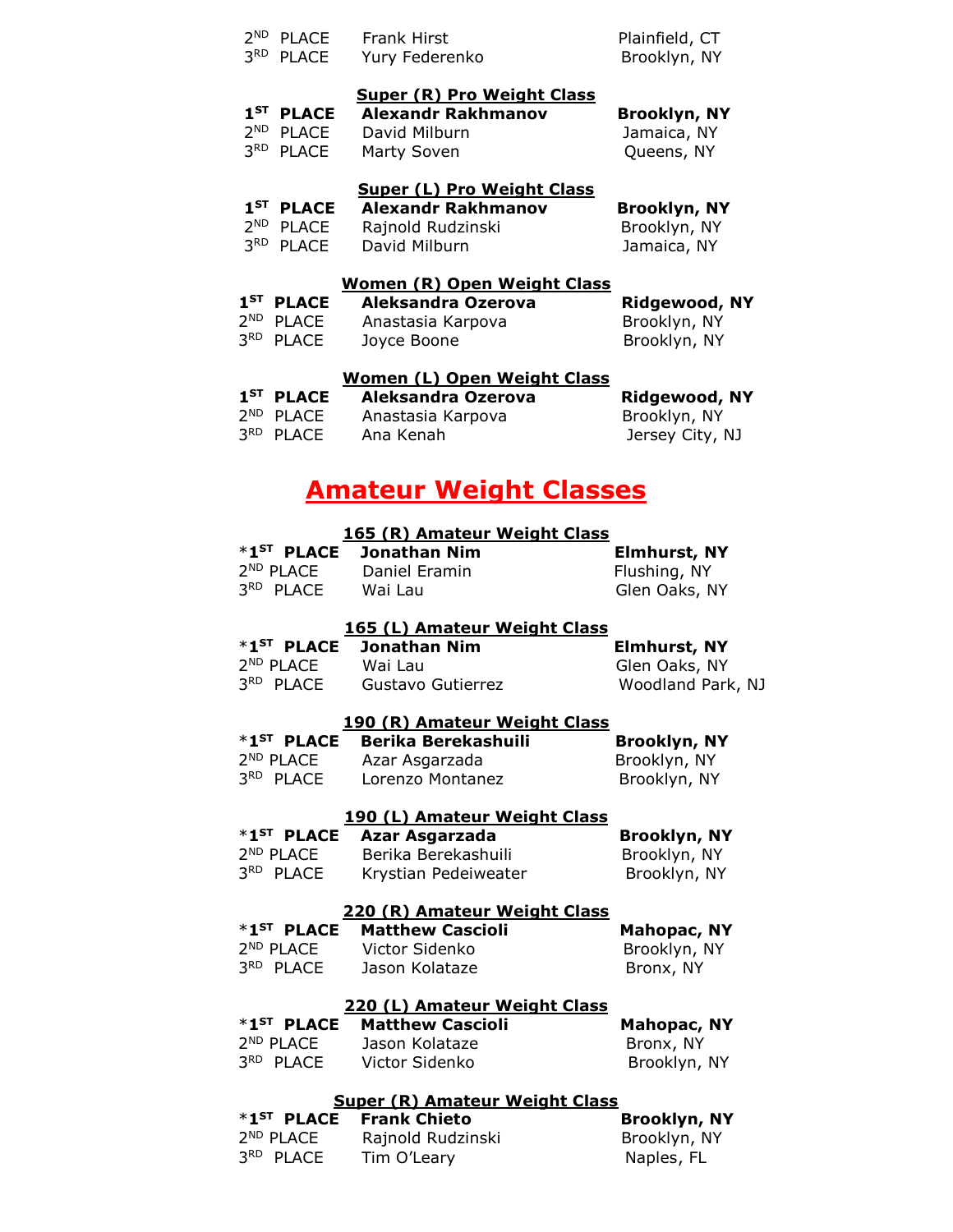| | | |
|---|---|---|
| 2ND PLACE | Frank Hirst | Plainfield, CT |
| 3RD PLACE | Yury Federenko | Brooklyn, NY |

**Super (R) Pro Weight Class**

| | | |
|---|---|---|
| **1ST PLACE** | **Alexandr Rakhmanov** | **Brooklyn, NY** |
| 2ND PLACE | David Milburn | Jamaica, NY |
| 3RD PLACE | Marty Soven | Queens, NY |

**Super (L) Pro Weight Class**

| | | |
|---|---|---|
| **1ST PLACE** | **Alexandr Rakhmanov** | **Brooklyn, NY** |
| 2ND PLACE | Rajnold Rudzinski | Brooklyn, NY |
| 3RD PLACE | David Milburn | Jamaica, NY |

**Women (R) Open Weight Class**

| | | |
|---|---|---|
| **1ST PLACE** | **Aleksandra Ozerova** | **Ridgewood, NY** |
| 2ND PLACE | Anastasia Karpova | Brooklyn, NY |
| 3RD PLACE | Joyce Boone | Brooklyn, NY |

**Women (L) Open Weight Class**

| | | |
|---|---|---|
| **1ST PLACE** | **Aleksandra Ozerova** | **Ridgewood, NY** |
| 2ND PLACE | Anastasia Karpova | Brooklyn, NY |
| 3RD PLACE | Ana Kenah | Jersey City, NJ |

# Amateur Weight Classes

**165 (R) Amateur Weight Class**

| | | |
|---|---|---|
| ***1ST PLACE** | **Jonathan Nim** | **Elmhurst, NY** |
| 2ND PLACE | Daniel Eramin | Flushing, NY |
| 3RD PLACE | Wai Lau | Glen Oaks, NY |

**165 (L) Amateur Weight Class**

| | | |
|---|---|---|
| ***1ST PLACE** | **Jonathan Nim** | **Elmhurst, NY** |
| 2ND PLACE | Wai Lau | Glen Oaks, NY |
| 3RD PLACE | Gustavo Gutierrez | Woodland Park, NJ |

**190 (R) Amateur Weight Class**

| | | |
|---|---|---|
| ***1ST PLACE** | **Berika Berekashuili** | **Brooklyn, NY** |
| 2ND PLACE | Azar Asgarzada | Brooklyn, NY |
| 3RD PLACE | Lorenzo Montanez | Brooklyn, NY |

**190 (L) Amateur Weight Class**

| | | |
|---|---|---|
| ***1ST PLACE** | **Azar Asgarzada** | **Brooklyn, NY** |
| 2ND PLACE | Berika Berekashuili | Brooklyn, NY |
| 3RD PLACE | Krystian Pedeiweater | Brooklyn, NY |

**220 (R) Amateur Weight Class**

| | | |
|---|---|---|
| ***1ST PLACE** | **Matthew Cascioli** | **Mahopac, NY** |
| 2ND PLACE | Victor Sidenko | Brooklyn, NY |
| 3RD PLACE | Jason Kolataze | Bronx, NY |

**220 (L) Amateur Weight Class**

| | | |
|---|---|---|
| ***1ST PLACE** | **Matthew Cascioli** | **Mahopac, NY** |
| 2ND PLACE | Jason Kolataze | Bronx, NY |
| 3RD PLACE | Victor Sidenko | Brooklyn, NY |

**Super (R) Amateur Weight Class**

| | | |
|---|---|---|
| ***1ST PLACE** | **Frank Chieto** | **Brooklyn, NY** |
| 2ND PLACE | Rajnold Rudzinski | Brooklyn, NY |
| 3RD PLACE | Tim O'Leary | Naples, FL |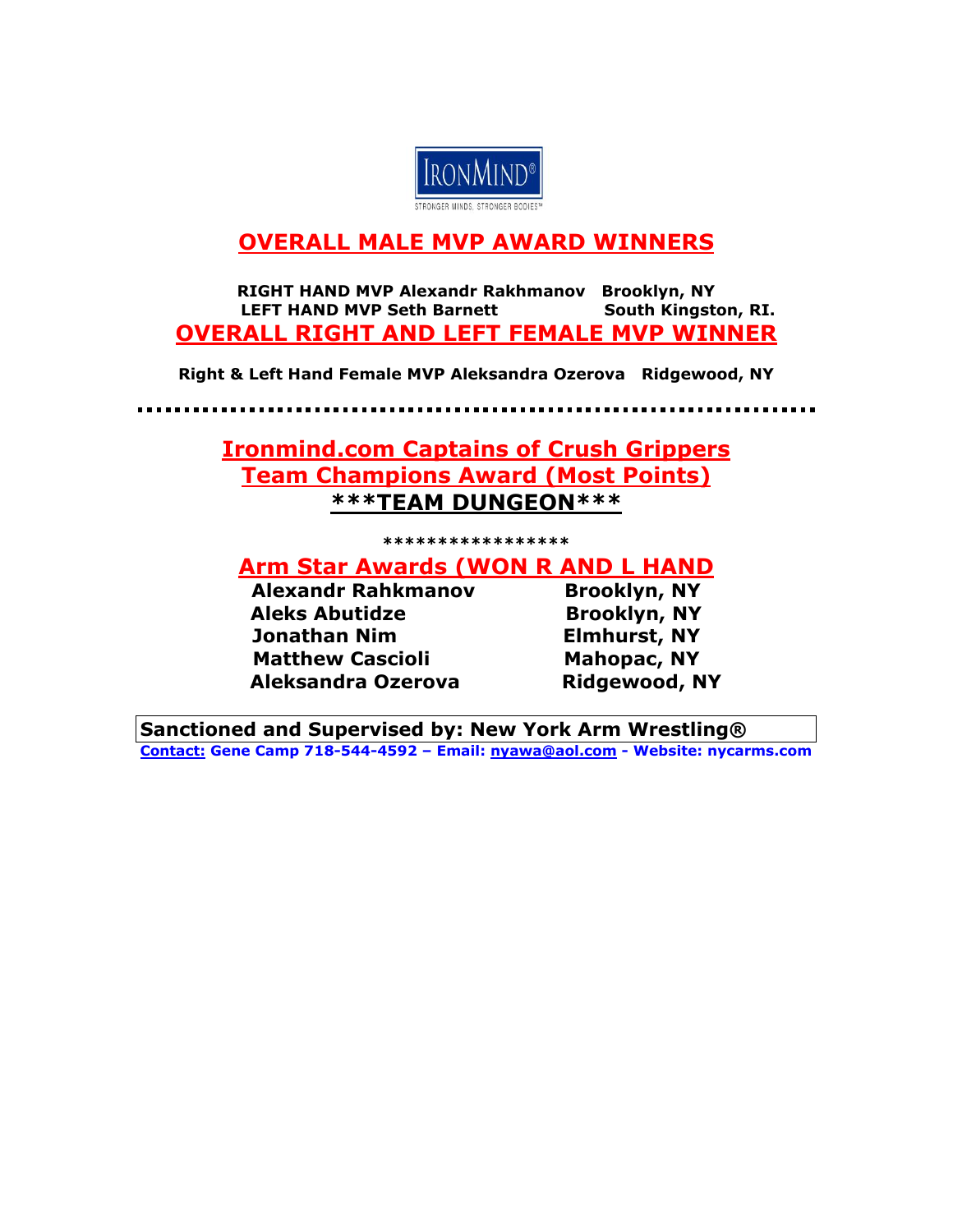IRONMIND®

STRONGER MINDS, STRONGER BODIES™

## OVERALL MALE MVP AWARD WINNERS

**RIGHT HAND MVP Alexandr Rakhmanov Brooklyn, NY**
**LEFT HAND MVP Seth Barnett South Kingston, RI.**

## OVERALL RIGHT AND LEFT FEMALE MVP WINNER

**Right & Left Hand Female MVP Aleksandra Ozerova Ridgewood, NY**

.........................................................................

## Ironmind.com Captains of Crush Grippers Team Champions Award (Most Points)

## ***TEAM DUNGEON***

*****************

## Arm Star Awards (WON R AND L HAND

| | |
|---|---|
| **Alexandr Rahkmanov** | **Brooklyn, NY** |
| **Aleks Abutidze** | **Brooklyn, NY** |
| **Jonathan Nim** | **Elmhurst, NY** |
| **Matthew Cascioli** | **Mahopac, NY** |
| **Aleksandra Ozerova** | **Ridgewood, NY** |

**Sanctioned and Supervised by: New York Arm Wrestling®**

**Contact: Gene Camp 718-544-4592 – Email: nyawa@aol.com - Website: nycarms.com**